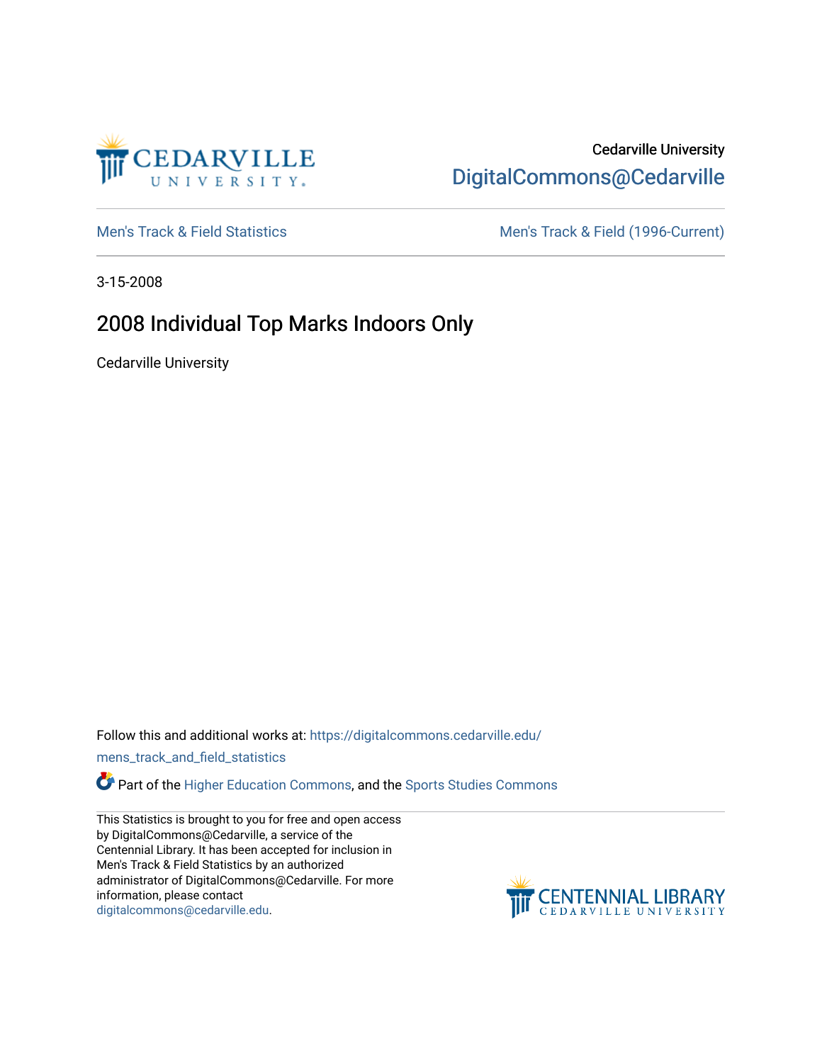Cedarville University
DigitalCommons@Cedarville

Men's Track & Field Statistics | Men's Track & Field (1996-Current)

3-15-2008

# 2008 Individual Top Marks Indoors Only

Cedarville University

Follow this and additional works at: https://digitalcommons.cedarville.edu/mens_track_and_field_statistics

Part of the Higher Education Commons, and the Sports Studies Commons

This Statistics is brought to you for free and open access by DigitalCommons@Cedarville, a service of the Centennial Library. It has been accepted for inclusion in Men's Track & Field Statistics by an authorized administrator of DigitalCommons@Cedarville. For more information, please contact digitalcommons@cedarville.edu.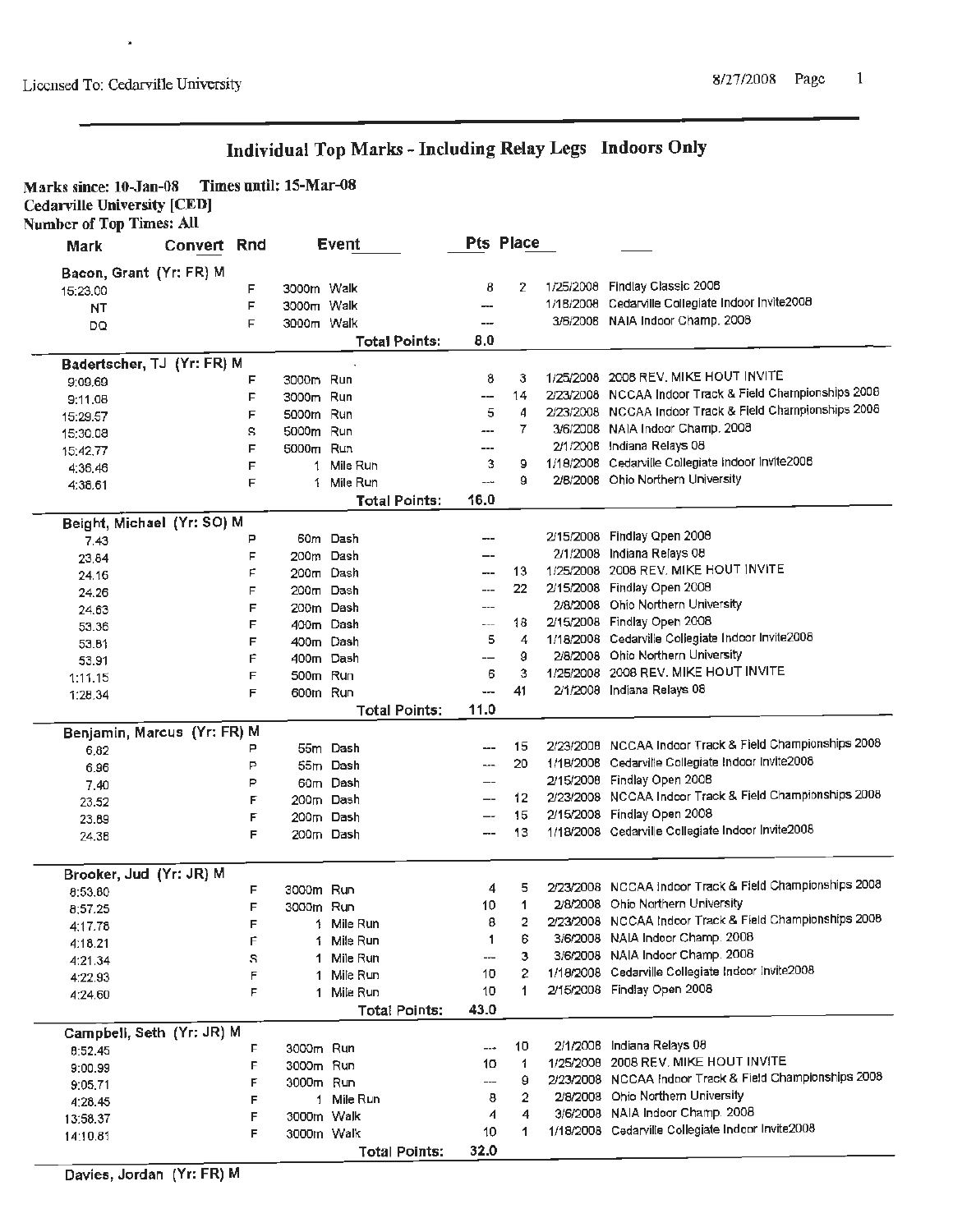Licensed To: Cedarville University

# Individual Top Marks - Including Relay Legs Indoors Only

**Marks since: 10-Jan-08 Times until: 15-Mar-08**
**Cedarville University [CED]**
**Number of Top Times: All**

| Mark | Convert | Rnd | Event | Pts | Place | Date | Meet |
|---|---|---|---|---|---|---|---|
| **Bacon, Grant (Yr: FR) M** | | | | | | | |
| 15:23.00 | | F | 3000m Walk | 8 | 2 | 1/25/2008 | Findlay Classic 2008 |
| NT | | F | 3000m Walk | --- | | 1/18/2008 | Cedarville Collegiate Indoor Invite2008 |
| DQ | | F | 3000m Walk | --- | | 3/6/2008 | NAIA Indoor Champ. 2008 |
| | | | **Total Points:** | **8.0** | | | |
| **Badertscher, TJ (Yr: FR) M** | | | | | | | |
| 9:09.69 | | F | 3000m Run | 8 | 3 | 1/25/2008 | 2008 REV. MIKE HOUT INVITE |
| 9:11.08 | | F | 3000m Run | --- | 14 | 2/23/2008 | NCCAA Indoor Track & Field Championships 2008 |
| 15:29.57 | | F | 5000m Run | 5 | 4 | 2/23/2008 | NCCAA Indoor Track & Field Championships 2008 |
| 15:30.08 | | S | 5000m Run | --- | 7 | 3/6/2008 | NAIA Indoor Champ. 2008 |
| 15:42.77 | | F | 5000m Run | --- | | 2/1/2008 | Indiana Relays 08 |
| 4:36.46 | | F | 1 Mile Run | 3 | 9 | 1/18/2008 | Cedarville Collegiate Indoor Invite2008 |
| 4:36.61 | | F | 1 Mile Run | --- | 9 | 2/8/2008 | Ohio Northern University |
| | | | **Total Points:** | **16.0** | | | |
| **Beight, Michael (Yr: SO) M** | | | | | | | |
| 7.43 | | P | 60m Dash | --- | | 2/15/2008 | Findlay Open 2008 |
| 23.84 | | F | 200m Dash | --- | | 2/1/2008 | Indiana Relays 08 |
| 24.16 | | F | 200m Dash | --- | 13 | 1/25/2008 | 2008 REV. MIKE HOUT INVITE |
| 24.26 | | F | 200m Dash | --- | 22 | 2/15/2008 | Findlay Open 2008 |
| 24.63 | | F | 200m Dash | --- | | 2/8/2008 | Ohio Northern University |
| 53.36 | | F | 400m Dash | --- | 18 | 2/15/2008 | Findlay Open 2008 |
| 53.81 | | F | 400m Dash | 5 | 4 | 1/18/2008 | Cedarville Collegiate Indoor Invite2008 |
| 53.91 | | F | 400m Dash | --- | 9 | 2/8/2008 | Ohio Northern University |
| 1:11.15 | | F | 500m Run | 6 | 3 | 1/25/2008 | 2008 REV. MIKE HOUT INVITE |
| 1:28.34 | | F | 600m Run | --- | 41 | 2/1/2008 | Indiana Relays 08 |
| | | | **Total Points:** | **11.0** | | | |
| **Benjamin, Marcus (Yr: FR) M** | | | | | | | |
| 6.82 | | P | 55m Dash | --- | 15 | 2/23/2008 | NCCAA Indoor Track & Field Championships 2008 |
| 6.96 | | P | 55m Dash | --- | 20 | 1/18/2008 | Cedarville Collegiate Indoor Invite2008 |
| 7.40 | | P | 60m Dash | --- | | 2/15/2008 | Findlay Open 2008 |
| 23.52 | | F | 200m Dash | --- | 12 | 2/23/2008 | NCCAA Indoor Track & Field Championships 2008 |
| 23.89 | | F | 200m Dash | --- | 15 | 2/15/2008 | Findlay Open 2008 |
| 24.38 | | F | 200m Dash | --- | 13 | 1/18/2008 | Cedarville Collegiate Indoor Invite2008 |
| **Brooker, Jud (Yr: JR) M** | | | | | | | |
| 8:53.80 | | F | 3000m Run | 4 | 5 | 2/23/2008 | NCCAA Indoor Track & Field Championships 2008 |
| 8:57.25 | | F | 3000m Run | 10 | 1 | 2/8/2008 | Ohio Northern University |
| 4:17.78 | | F | 1 Mile Run | 8 | 2 | 2/23/2008 | NCCAA Indoor Track & Field Championships 2008 |
| 4:18.21 | | F | 1 Mile Run | 1 | 6 | 3/6/2008 | NAIA Indoor Champ. 2008 |
| 4:21.34 | | S | 1 Mile Run | --- | 3 | 3/6/2008 | NAIA Indoor Champ. 2008 |
| 4:22.93 | | F | 1 Mile Run | 10 | 2 | 1/18/2008 | Cedarville Collegiate Indoor Invite2008 |
| 4:24.60 | | F | 1 Mile Run | 10 | 1 | 2/15/2008 | Findlay Open 2008 |
| | | | **Total Points:** | **43.0** | | | |
| **Campbell, Seth (Yr: JR) M** | | | | | | | |
| 8:52.45 | | F | 3000m Run | --- | 10 | 2/1/2008 | Indiana Relays 08 |
| 9:00.99 | | F | 3000m Run | 10 | 1 | 1/25/2008 | 2008 REV. MIKE HOUT INVITE |
| 9:05.71 | | F | 3000m Run | --- | 9 | 2/23/2008 | NCCAA Indoor Track & Field Championships 2008 |
| 4:28.45 | | F | 1 Mile Run | 8 | 2 | 2/8/2008 | Ohio Northern University |
| 13:58.37 | | F | 3000m Walk | 4 | 4 | 3/6/2008 | NAIA Indoor Champ. 2008 |
| 14:10.81 | | F | 3000m Walk | 10 | 1 | 1/18/2008 | Cedarville Collegiate Indoor Invite2008 |
| | | | **Total Points:** | **32.0** | | | |
| **Davies, Jordan (Yr: FR) M** | | | | | | | |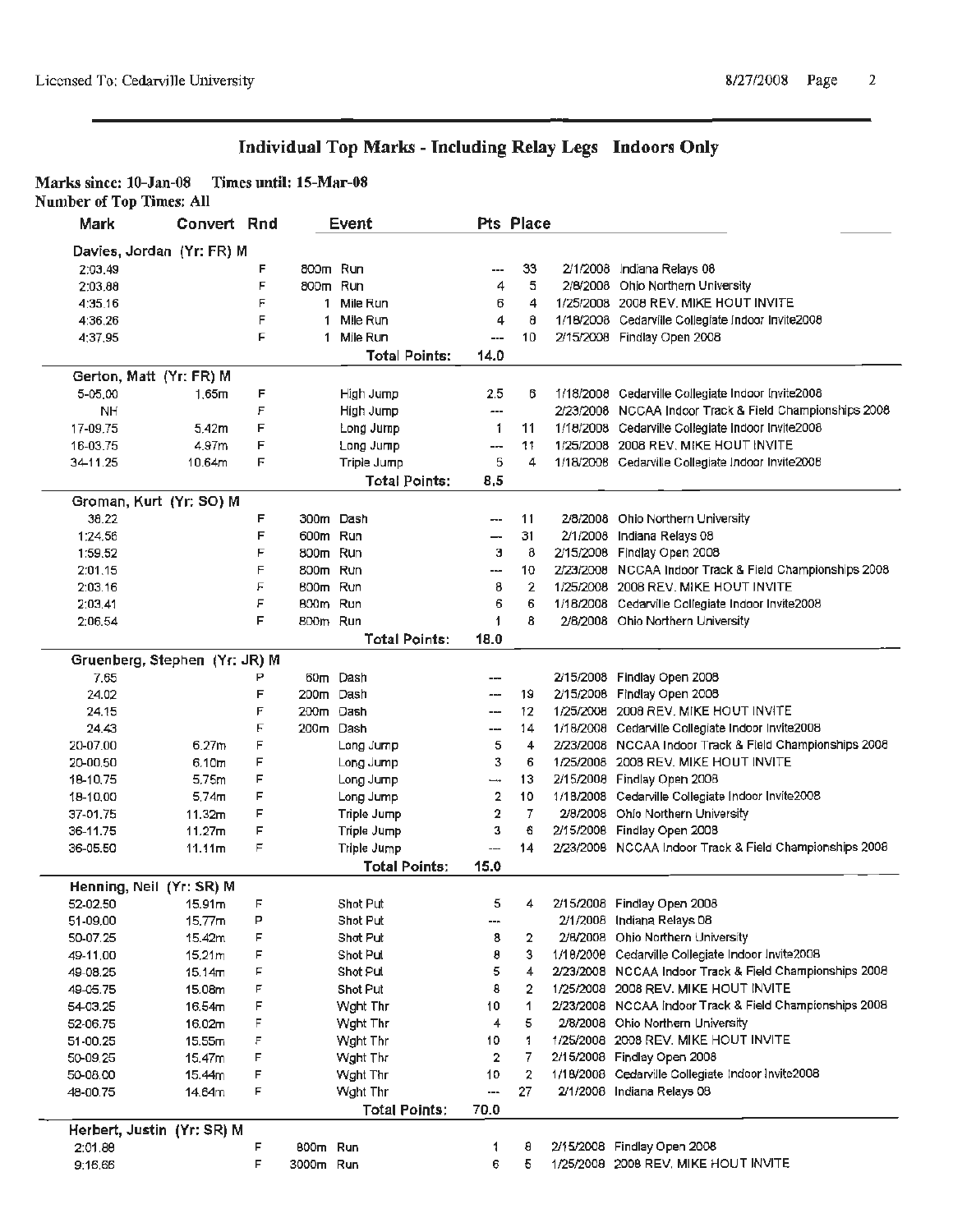## Individual Top Marks - Including Relay Legs Indoors Only

**Marks since: 10-Jan-08 Times until: 15-Mar-08**
**Number of Top Times: All**

| Mark | Convert | Rnd | Event | Pts | Place | Date | Meet |
|---|---|---|---|---|---|---|---|
| **Davies, Jordan (Yr: FR) M** | | | | | | | |
| 2:03.49 | | F | 800m Run | --- | 33 | 2/1/2008 | Indiana Relays 08 |
| 2:03.88 | | F | 800m Run | 4 | 5 | 2/8/2008 | Ohio Northern University |
| 4:35.16 | | F | 1 Mile Run | 6 | 4 | 1/25/2008 | 2008 REV. MIKE HOUT INVITE |
| 4:36.26 | | F | 1 Mile Run | 4 | 8 | 1/18/2008 | Cedarville Collegiate Indoor Invite2008 |
| 4:37.95 | | F | 1 Mile Run | --- | 10 | 2/15/2008 | Findlay Open 2008 |
| | | | **Total Points:** | **14.0** | | | |
| **Gerton, Matt (Yr: FR) M** | | | | | | | |
| 5-05.00 | 1.65m | F | High Jump | 2.5 | 6 | 1/18/2008 | Cedarville Collegiate Indoor Invite2008 |
| NH | | F | High Jump | --- | | 2/23/2008 | NCCAA Indoor Track & Field Championships 2008 |
| 17-09.75 | 5.42m | F | Long Jump | 1 | 11 | 1/18/2008 | Cedarville Collegiate Indoor Invite2008 |
| 16-03.75 | 4.97m | F | Long Jump | --- | 11 | 1/25/2008 | 2008 REV. MIKE HOUT INVITE |
| 34-11.25 | 10.64m | F | Triple Jump | 5 | 4 | 1/18/2008 | Cedarville Collegiate Indoor Invite2008 |
| | | | **Total Points:** | **8.5** | | | |
| **Groman, Kurt (Yr: SO) M** | | | | | | | |
| 38.22 | | F | 300m Dash | --- | 11 | 2/8/2008 | Ohio Northern University |
| 1:24.56 | | F | 600m Run | --- | 31 | 2/1/2008 | Indiana Relays 08 |
| 1:59.52 | | F | 800m Run | 3 | 8 | 2/15/2008 | Findlay Open 2008 |
| 2:01.15 | | F | 800m Run | --- | 10 | 2/23/2008 | NCCAA Indoor Track & Field Championships 2008 |
| 2:03.16 | | F | 800m Run | 8 | 2 | 1/25/2008 | 2008 REV. MIKE HOUT INVITE |
| 2:03.41 | | F | 800m Run | 6 | 6 | 1/18/2008 | Cedarville Collegiate Indoor Invite2008 |
| 2:06.54 | | F | 800m Run | 1 | 8 | 2/8/2008 | Ohio Northern University |
| | | | **Total Points:** | **18.0** | | | |
| **Gruenberg, Stephen (Yr: JR) M** | | | | | | | |
| 7.65 | | P | 60m Dash | --- | | 2/15/2008 | Findlay Open 2008 |
| 24.02 | | F | 200m Dash | --- | 19 | 2/15/2008 | Findlay Open 2008 |
| 24.15 | | F | 200m Dash | --- | 12 | 1/25/2008 | 2008 REV. MIKE HOUT INVITE |
| 24.43 | | F | 200m Dash | --- | 14 | 1/18/2008 | Cedarville Collegiate Indoor Invite2008 |
| 20-07.00 | 6.27m | F | Long Jump | 5 | 4 | 2/23/2008 | NCCAA Indoor Track & Field Championships 2008 |
| 20-00.50 | 6.10m | F | Long Jump | 3 | 6 | 1/25/2008 | 2008 REV. MIKE HOUT INVITE |
| 18-10.75 | 5.75m | F | Long Jump | --- | 13 | 2/15/2008 | Findlay Open 2008 |
| 18-10.00 | 5.74m | F | Long Jump | 2 | 10 | 1/18/2008 | Cedarville Collegiate Indoor Invite2008 |
| 37-01.75 | 11.32m | F | Triple Jump | 2 | 7 | 2/8/2008 | Ohio Northern University |
| 36-11.75 | 11.27m | F | Triple Jump | 3 | 6 | 2/15/2008 | Findlay Open 2008 |
| 36-05.50 | 11.11m | F | Triple Jump | --- | 14 | 2/23/2008 | NCCAA Indoor Track & Field Championships 2008 |
| | | | **Total Points:** | **15.0** | | | |
| **Henning, Neil (Yr: SR) M** | | | | | | | |
| 52-02.50 | 15.91m | F | Shot Put | 5 | 4 | 2/15/2008 | Findlay Open 2008 |
| 51-09.00 | 15.77m | P | Shot Put | --- | | 2/1/2008 | Indiana Relays 08 |
| 50-07.25 | 15.42m | F | Shot Put | 8 | 2 | 2/8/2008 | Ohio Northern University |
| 49-11.00 | 15.21m | F | Shot Put | 8 | 3 | 1/18/2008 | Cedarville Collegiate Indoor Invite2008 |
| 49-08.25 | 15.14m | F | Shot Put | 5 | 4 | 2/23/2008 | NCCAA Indoor Track & Field Championships 2008 |
| 49-05.75 | 15.08m | F | Shot Put | 8 | 2 | 1/25/2008 | 2008 REV. MIKE HOUT INVITE |
| 54-03.25 | 16.54m | F | Wght Thr | 10 | 1 | 2/23/2008 | NCCAA Indoor Track & Field Championships 2008 |
| 52-06.75 | 16.02m | F | Wght Thr | 4 | 5 | 2/8/2008 | Ohio Northern University |
| 51-00.25 | 15.55m | F | Wght Thr | 10 | 1 | 1/25/2008 | 2008 REV. MIKE HOUT INVITE |
| 50-09.25 | 15.47m | F | Wght Thr | 2 | 7 | 2/15/2008 | Findlay Open 2008 |
| 50-08.00 | 15.44m | F | Wght Thr | 10 | 2 | 1/18/2008 | Cedarville Collegiate Indoor Invite2008 |
| 48-00.75 | 14.64m | F | Wght Thr | --- | 27 | 2/1/2008 | Indiana Relays 08 |
| | | | **Total Points:** | **70.0** | | | |
| **Herbert, Justin (Yr: SR) M** | | | | | | | |
| 2:01.88 | | F | 800m Run | 1 | 8 | 2/15/2008 | Findlay Open 2008 |
| 9:16.66 | | F | 3000m Run | 6 | 5 | 1/25/2008 | 2008 REV. MIKE HOUT INVITE |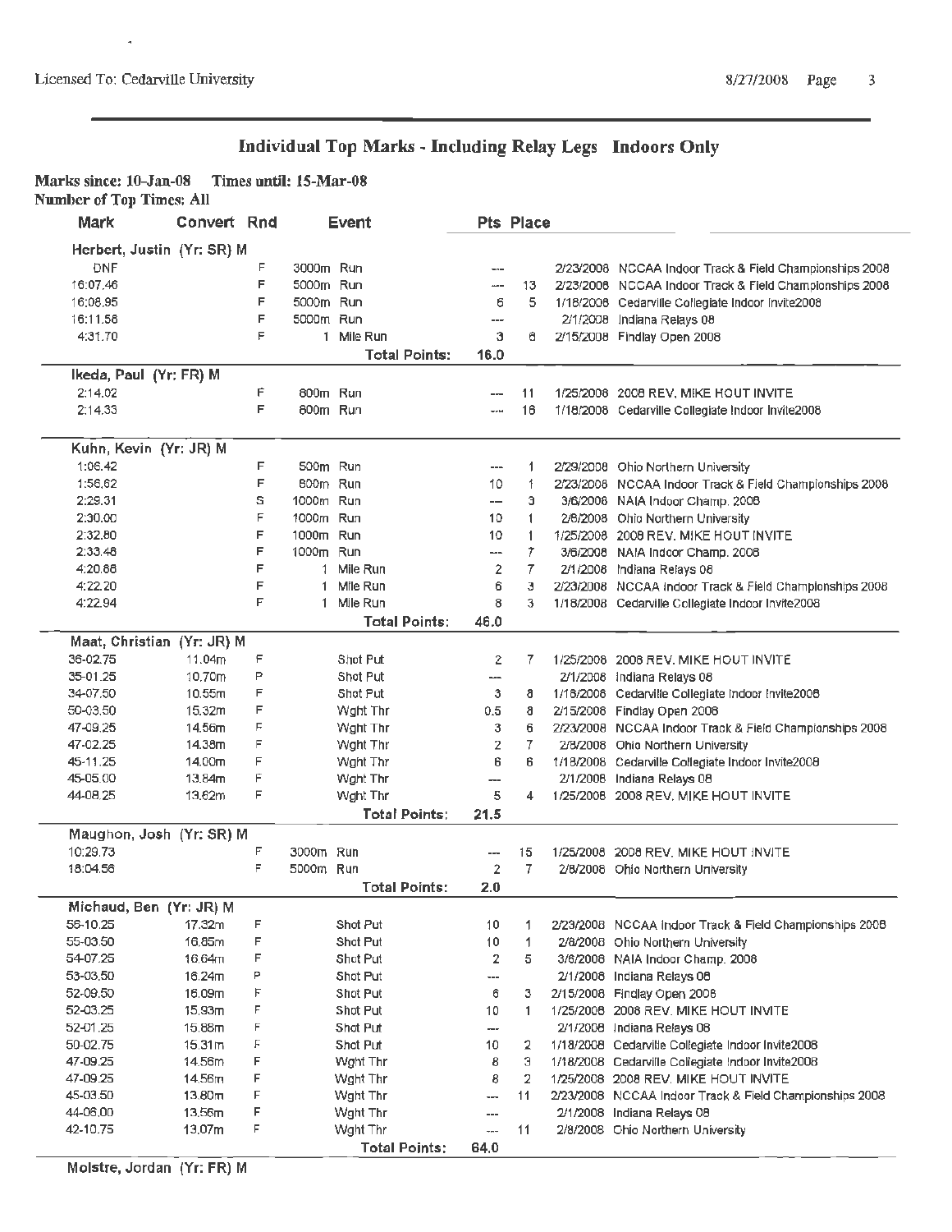Licensed To: Cedarville University

## Individual Top Marks - Including Relay Legs Indoors Only

**Marks since: 10-Jan-08 Times until: 15-Mar-08**
**Number of Top Times: All**

| Mark | Convert | Rnd | Event | Pts | Place | Date | Meet |
|---|---|---|---|---|---|---|---|
| **Herbert, Justin (Yr: SR) M** | | | | | | | |
| DNF | | F | 3000m Run | --- | | 2/23/2008 | NCCAA Indoor Track & Field Championships 2008 |
| 16:07.46 | | F | 5000m Run | --- | 13 | 2/23/2008 | NCCAA Indoor Track & Field Championships 2008 |
| 16:08.95 | | F | 5000m Run | 6 | 5 | 1/18/2008 | Cedarville Collegiate Indoor Invite2008 |
| 16:11.56 | | F | 5000m Run | --- | | 2/1/2008 | Indiana Relays 08 |
| 4:31.70 | | F | 1 Mile Run | 3 | 6 | 2/15/2008 | Findlay Open 2008 |
| | | | **Total Points:** | **16.0** | | | |
| **Ikeda, Paul (Yr: FR) M** | | | | | | | |
| 2:14.02 | | F | 800m Run | --- | 11 | 1/25/2008 | 2008 REV. MIKE HOUT INVITE |
| 2:14.33 | | F | 800m Run | --- | 16 | 1/18/2008 | Cedarville Collegiate Indoor Invite2008 |
| **Kuhn, Kevin (Yr: JR) M** | | | | | | | |
| 1:06.42 | | F | 500m Run | --- | 1 | 2/29/2008 | Ohio Northern University |
| 1:56.62 | | F | 800m Run | 10 | 1 | 2/23/2008 | NCCAA Indoor Track & Field Championships 2008 |
| 2:29.31 | | S | 1000m Run | --- | 3 | 3/6/2008 | NAIA Indoor Champ. 2008 |
| 2:30.00 | | F | 1000m Run | 10 | 1 | 2/8/2008 | Ohio Northern University |
| 2:32.80 | | F | 1000m Run | 10 | 1 | 1/25/2008 | 2008 REV. MIKE HOUT INVITE |
| 2:33.48 | | F | 1000m Run | --- | 7 | 3/6/2008 | NAIA Indoor Champ. 2008 |
| 4:20.88 | | F | 1 Mile Run | 2 | 7 | 2/1/2008 | Indiana Relays 08 |
| 4:22.20 | | F | 1 Mile Run | 6 | 3 | 2/23/2008 | NCCAA Indoor Track & Field Championships 2008 |
| 4:22.94 | | F | 1 Mile Run | 8 | 3 | 1/18/2008 | Cedarville Collegiate Indoor Invite2008 |
| | | | **Total Points:** | **46.0** | | | |
| **Maat, Christian (Yr: JR) M** | | | | | | | |
| 36-02.75 | 11.04m | F | Shot Put | 2 | 7 | 1/25/2008 | 2008 REV. MIKE HOUT INVITE |
| 35-01.25 | 10.70m | P | Shot Put | --- | | 2/1/2008 | Indiana Relays 08 |
| 34-07.50 | 10.55m | F | Shot Put | 3 | 8 | 1/18/2008 | Cedarville Collegiate Indoor Invite2008 |
| 50-03.50 | 15.32m | F | Wght Thr | 0.5 | 8 | 2/15/2008 | Findlay Open 2008 |
| 47-09.25 | 14.56m | F | Wght Thr | 3 | 6 | 2/23/2008 | NCCAA Indoor Track & Field Championships 2008 |
| 47-02.25 | 14.38m | F | Wght Thr | 2 | 7 | 2/8/2008 | Ohio Northern University |
| 45-11.25 | 14.00m | F | Wght Thr | 6 | 6 | 1/18/2008 | Cedarville Collegiate Indoor Invite2008 |
| 45-05.00 | 13.84m | F | Wght Thr | --- | | 2/1/2008 | Indiana Relays 08 |
| 44-08.25 | 13.62m | F | Wght Thr | 5 | 4 | 1/25/2008 | 2008 REV. MIKE HOUT INVITE |
| | | | **Total Points:** | **21.5** | | | |
| **Maughon, Josh (Yr: SR) M** | | | | | | | |
| 10:29.73 | | F | 3000m Run | --- | 15 | 1/25/2008 | 2008 REV. MIKE HOUT INVITE |
| 18:04.56 | | F | 5000m Run | 2 | 7 | 2/8/2008 | Ohio Northern University |
| | | | **Total Points:** | **2.0** | | | |
| **Michaud, Ben (Yr: JR) M** | | | | | | | |
| 56-10.25 | 17.32m | F | Shot Put | 10 | 1 | 2/23/2008 | NCCAA Indoor Track & Field Championships 2008 |
| 55-03.50 | 16.85m | F | Shot Put | 10 | 1 | 2/8/2008 | Ohio Northern University |
| 54-07.25 | 16.64m | F | Shot Put | 2 | 5 | 3/6/2008 | NAIA Indoor Champ. 2008 |
| 53-03.50 | 16.24m | P | Shot Put | --- | | 2/1/2008 | Indiana Relays 08 |
| 52-09.50 | 16.09m | F | Shot Put | 6 | 3 | 2/15/2008 | Findlay Open 2008 |
| 52-03.25 | 15.93m | F | Shot Put | 10 | 1 | 1/25/2008 | 2008 REV. MIKE HOUT INVITE |
| 52-01.25 | 15.88m | F | Shot Put | --- | | 2/1/2008 | Indiana Relays 08 |
| 50-02.75 | 15.31m | F | Shot Put | 10 | 2 | 1/18/2008 | Cedarville Collegiate Indoor Invite2008 |
| 47-09.25 | 14.56m | F | Wght Thr | 8 | 3 | 1/18/2008 | Cedarville Collegiate Indoor Invite2008 |
| 47-09.25 | 14.56m | F | Wght Thr | 8 | 2 | 1/25/2008 | 2008 REV. MIKE HOUT INVITE |
| 45-03.50 | 13.80m | F | Wght Thr | --- | 11 | 2/23/2008 | NCCAA Indoor Track & Field Championships 2008 |
| 44-06.00 | 13.56m | F | Wght Thr | --- | | 2/1/2008 | Indiana Relays 08 |
| 42-10.75 | 13.07m | F | Wght Thr | --- | 11 | 2/8/2008 | Ohio Northern University |
| | | | **Total Points:** | **64.0** | | | |
| **Molstre, Jordan (Yr: FR) M** | | | | | | | |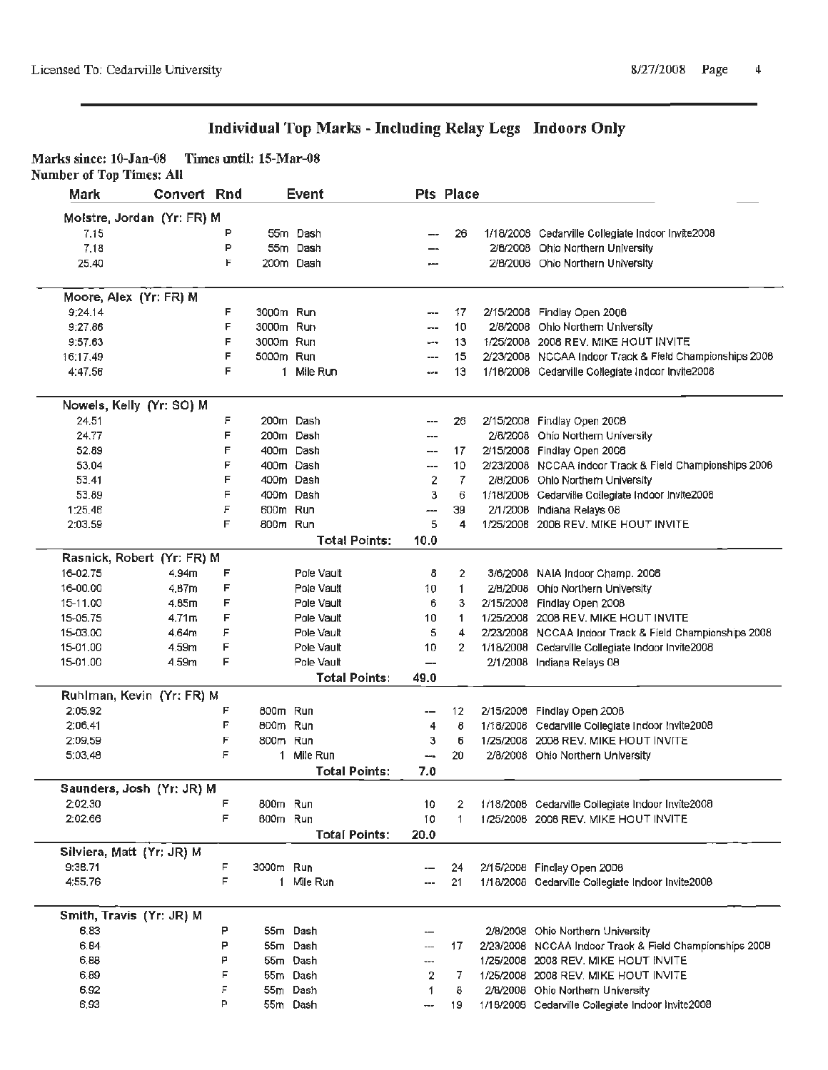## Individual Top Marks - Including Relay Legs Indoors Only

**Marks since: 10-Jan-08 Times until: 15-Mar-08**
**Number of Top Times: All**

| Mark | Convert | Rnd | Event | Pts | Place | Date | Meet |
|---|---|---|---|---|---|---|---|
| **Moistre, Jordan (Yr: FR) M** | | | | | | | |
| 7.15 | | P | 55m Dash | --- | 26 | 1/18/2008 | Cedarville Collegiate Indoor Invite2008 |
| 7.18 | | P | 55m Dash | --- | | 2/8/2008 | Ohio Northern University |
| 25.40 | | F | 200m Dash | --- | | 2/8/2008 | Ohio Northern University |
| **Moore, Alex (Yr: FR) M** | | | | | | | |
| 9:24.14 | | F | 3000m Run | --- | 17 | 2/15/2008 | Findlay Open 2008 |
| 9:27.86 | | F | 3000m Run | --- | 10 | 2/8/2008 | Ohio Northern University |
| 9:57.63 | | F | 3000m Run | --- | 13 | 1/25/2008 | 2008 REV. MIKE HOUT INVITE |
| 16:17.49 | | F | 5000m Run | --- | 15 | 2/23/2008 | NCCAA Indoor Track & Field Championships 2008 |
| 4:47.56 | | F | 1 Mile Run | --- | 13 | 1/18/2008 | Cedarville Collegiate Indoor Invite2008 |
| **Nowels, Kelly (Yr: SO) M** | | | | | | | |
| 24.51 | | F | 200m Dash | --- | 26 | 2/15/2008 | Findlay Open 2008 |
| 24.77 | | F | 200m Dash | --- | | 2/8/2008 | Ohio Northern University |
| 52.89 | | F | 400m Dash | --- | 17 | 2/15/2008 | Findlay Open 2008 |
| 53.04 | | F | 400m Dash | --- | 10 | 2/23/2008 | NCCAA Indoor Track & Field Championships 2008 |
| 53.41 | | F | 400m Dash | 2 | 7 | 2/8/2008 | Ohio Northern University |
| 53.89 | | F | 400m Dash | 3 | 6 | 1/18/2008 | Cedarville Collegiate Indoor Invite2008 |
| 1:25.46 | | F | 600m Run | --- | 39 | 2/1/2008 | Indiana Relays 08 |
| 2:03.59 | | F | 800m Run | 5 | 4 | 1/25/2008 | 2008 REV. MIKE HOUT INVITE |
| | | | **Total Points:** | **10.0** | | | |
| **Rasnick, Robert (Yr: FR) M** | | | | | | | |
| 16-02.75 | 4.94m | F | Pole Vault | 8 | 2 | 3/6/2008 | NAIA Indoor Champ. 2008 |
| 16-00.00 | 4.87m | F | Pole Vault | 10 | 1 | 2/8/2008 | Ohio Northern University |
| 15-11.00 | 4.85m | F | Pole Vault | 6 | 3 | 2/15/2008 | Findlay Open 2008 |
| 15-05.75 | 4.71m | F | Pole Vault | 10 | 1 | 1/25/2008 | 2008 REV. MIKE HOUT INVITE |
| 15-03.00 | 4.64m | F | Pole Vault | 5 | 4 | 2/23/2008 | NCCAA Indoor Track & Field Championships 2008 |
| 15-01.00 | 4.59m | F | Pole Vault | 10 | 2 | 1/18/2008 | Cedarville Collegiate Indoor Invite2008 |
| 15-01.00 | 4.59m | F | Pole Vault | --- | | 2/1/2008 | Indiana Relays 08 |
| | | | **Total Points:** | **49.0** | | | |
| **Ruhlman, Kevin (Yr: FR) M** | | | | | | | |
| 2:05.92 | | F | 800m Run | --- | 12 | 2/15/2008 | Findlay Open 2008 |
| 2:06.41 | | F | 800m Run | 4 | 8 | 1/18/2008 | Cedarville Collegiate Indoor Invite2008 |
| 2:09.59 | | F | 800m Run | 3 | 6 | 1/25/2008 | 2008 REV. MIKE HOUT INVITE |
| 5:03.48 | | F | 1 Mile Run | --- | 20 | 2/8/2008 | Ohio Northern University |
| | | | **Total Points:** | **7.0** | | | |
| **Saunders, Josh (Yr: JR) M** | | | | | | | |
| 2:02.30 | | F | 800m Run | 10 | 2 | 1/18/2008 | Cedarville Collegiate Indoor Invite2008 |
| 2:02.66 | | F | 800m Run | 10 | 1 | 1/25/2008 | 2008 REV. MIKE HOUT INVITE |
| | | | **Total Points:** | **20.0** | | | |
| **Silviera, Matt (Yr: JR) M** | | | | | | | |
| 9:38.71 | | F | 3000m Run | --- | 24 | 2/15/2008 | Findlay Open 2008 |
| 4:55.76 | | F | 1 Mile Run | --- | 21 | 1/18/2008 | Cedarville Collegiate Indoor Invite2008 |
| **Smith, Travis (Yr: JR) M** | | | | | | | |
| 6.83 | | P | 55m Dash | --- | | 2/8/2008 | Ohio Northern University |
| 6.84 | | P | 55m Dash | --- | 17 | 2/23/2008 | NCCAA Indoor Track & Field Championships 2008 |
| 6.88 | | P | 55m Dash | --- | | 1/25/2008 | 2008 REV. MIKE HOUT INVITE |
| 6.89 | | F | 55m Dash | 2 | 7 | 1/25/2008 | 2008 REV. MIKE HOUT INVITE |
| 6.92 | | F | 55m Dash | 1 | 8 | 2/8/2008 | Ohio Northern University |
| 6.93 | | P | 55m Dash | --- | 19 | 1/18/2008 | Cedarville Collegiate Indoor Invite2008 |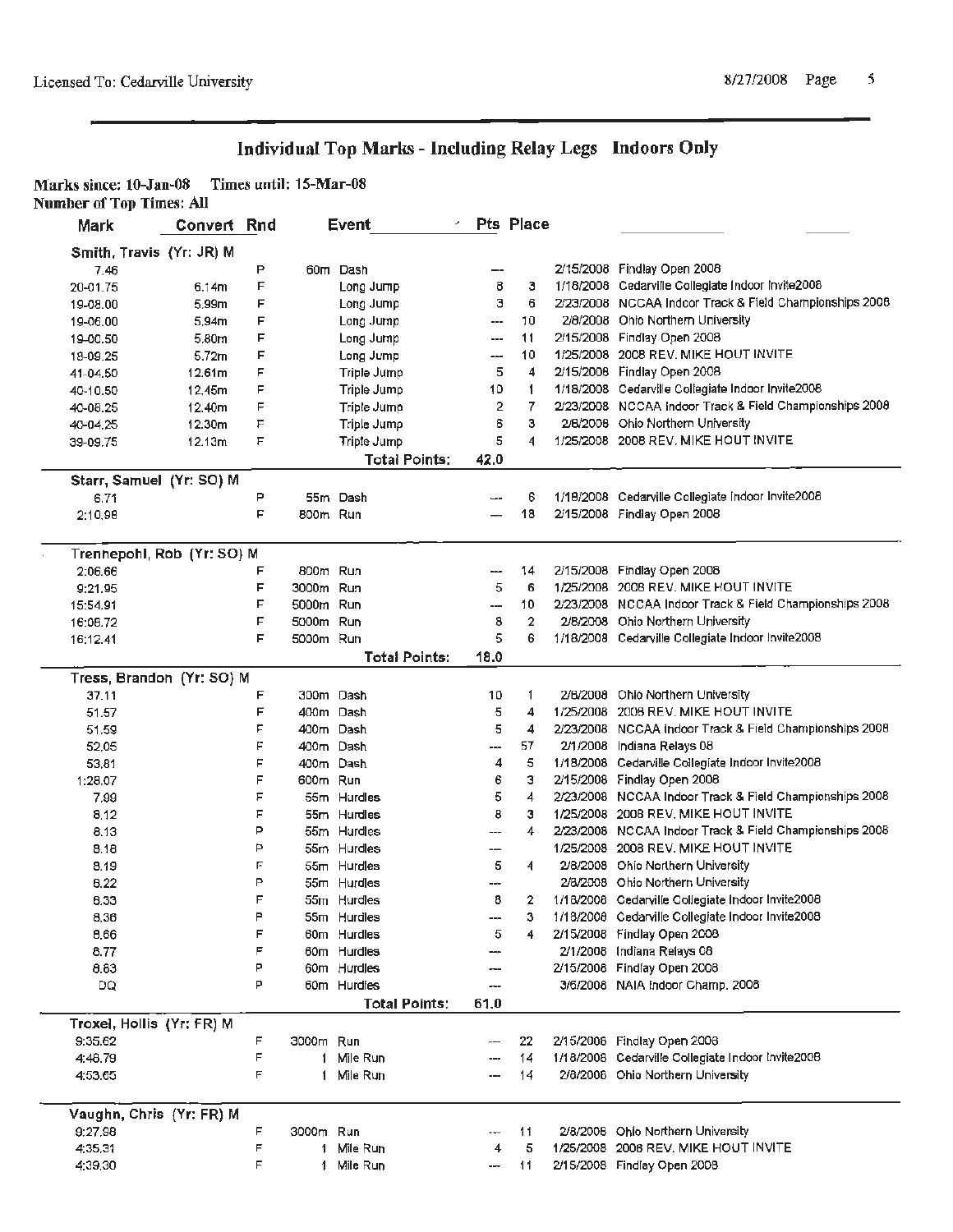# Individual Top Marks - Including Relay Legs Indoors Only

**Marks since: 10-Jan-08 Times until: 15-Mar-08**
**Number of Top Times: All**

| Mark | Convert | Rnd | Event | Pts | Place | Date | Meet |
|---|---|---|---|---|---|---|---|
| **Smith, Travis (Yr: JR) M** | | | | | | | |
| 7.46 | | P | 60m Dash | --- | | 2/15/2008 | Findlay Open 2008 |
| 20-01.75 | 6.14m | F | Long Jump | 8 | 3 | 1/18/2008 | Cedarville Collegiate Indoor Invite2008 |
| 19-08.00 | 5.99m | F | Long Jump | 3 | 6 | 2/23/2008 | NCCAA Indoor Track & Field Championships 2008 |
| 19-06.00 | 5.94m | F | Long Jump | --- | 10 | 2/8/2008 | Ohio Northern University |
| 19-00.50 | 5.80m | F | Long Jump | --- | 11 | 2/15/2008 | Findlay Open 2008 |
| 18-09.25 | 5.72m | F | Long Jump | --- | 10 | 1/25/2008 | 2008 REV. MIKE HOUT INVITE |
| 41-04.50 | 12.61m | F | Triple Jump | 5 | 4 | 2/15/2008 | Findlay Open 2008 |
| 40-10.50 | 12.45m | F | Triple Jump | 10 | 1 | 1/18/2008 | Cedarville Collegiate Indoor Invite2008 |
| 40-08.25 | 12.40m | F | Triple Jump | 2 | 7 | 2/23/2008 | NCCAA Indoor Track & Field Championships 2008 |
| 40-04.25 | 12.30m | F | Triple Jump | 6 | 3 | 2/8/2008 | Ohio Northern University |
| 39-09.75 | 12.13m | F | Triple Jump | 5 | 4 | 1/25/2008 | 2008 REV. MIKE HOUT INVITE |
| | | | **Total Points:** | **42.0** | | | |
| **Starr, Samuel (Yr: SO) M** | | | | | | | |
| 6.71 | | P | 55m Dash | --- | 6 | 1/18/2008 | Cedarville Collegiate Indoor Invite2008 |
| 2:10.98 | | F | 800m Run | --- | 18 | 2/15/2008 | Findlay Open 2008 |
| **Trennepohl, Rob (Yr: SO) M** | | | | | | | |
| 2:06.66 | | F | 800m Run | --- | 14 | 2/15/2008 | Findlay Open 2008 |
| 9:21.95 | | F | 3000m Run | 5 | 6 | 1/25/2008 | 2008 REV. MIKE HOUT INVITE |
| 15:54.91 | | F | 5000m Run | --- | 10 | 2/23/2008 | NCCAA Indoor Track & Field Championships 2008 |
| 16:08.72 | | F | 5000m Run | 8 | 2 | 2/8/2008 | Ohio Northern University |
| 16:12.41 | | F | 5000m Run | 5 | 6 | 1/18/2008 | Cedarville Collegiate Indoor Invite2008 |
| | | | **Total Points:** | **18.0** | | | |
| **Tress, Brandon (Yr: SO) M** | | | | | | | |
| 37.11 | | F | 300m Dash | 10 | 1 | 2/8/2008 | Ohio Northern University |
| 51.57 | | F | 400m Dash | 5 | 4 | 1/25/2008 | 2008 REV. MIKE HOUT INVITE |
| 51.59 | | F | 400m Dash | 5 | 4 | 2/23/2008 | NCCAA Indoor Track & Field Championships 2008 |
| 52.05 | | F | 400m Dash | --- | 57 | 2/1/2008 | Indiana Relays 08 |
| 53.81 | | F | 400m Dash | 4 | 5 | 1/18/2008 | Cedarville Collegiate Indoor Invite2008 |
| 1:28.07 | | F | 600m Run | 6 | 3 | 2/15/2008 | Findlay Open 2008 |
| 7.99 | | F | 55m Hurdles | 5 | 4 | 2/23/2008 | NCCAA Indoor Track & Field Championships 2008 |
| 8.12 | | F | 55m Hurdles | 8 | 3 | 1/25/2008 | 2008 REV. MIKE HOUT INVITE |
| 8.13 | | P | 55m Hurdles | --- | 4 | 2/23/2008 | NCCAA Indoor Track & Field Championships 2008 |
| 8.18 | | P | 55m Hurdles | --- | | 1/25/2008 | 2008 REV. MIKE HOUT INVITE |
| 8.19 | | F | 55m Hurdles | 5 | 4 | 2/8/2008 | Ohio Northern University |
| 8.22 | | P | 55m Hurdles | --- | | 2/8/2008 | Ohio Northern University |
| 8.33 | | F | 55m Hurdles | 8 | 2 | 1/18/2008 | Cedarville Collegiate Indoor Invite2008 |
| 8.36 | | P | 55m Hurdles | --- | 3 | 1/18/2008 | Cedarville Collegiate Indoor Invite2008 |
| 8.66 | | F | 60m Hurdles | 5 | 4 | 2/15/2008 | Findlay Open 2008 |
| 8.77 | | F | 60m Hurdles | --- | | 2/1/2008 | Indiana Relays 08 |
| 8.83 | | P | 60m Hurdles | --- | | 2/15/2008 | Findlay Open 2008 |
| DQ | | P | 60m Hurdles | --- | | 3/6/2008 | NAIA Indoor Champ. 2008 |
| | | | **Total Points:** | **61.0** | | | |
| **Troxel, Hollis (Yr: FR) M** | | | | | | | |
| 9:35.62 | | F | 3000m Run | --- | 22 | 2/15/2008 | Findlay Open 2008 |
| 4:48.79 | | F | 1 Mile Run | --- | 14 | 1/18/2008 | Cedarville Collegiate Indoor Invite2008 |
| 4:53.65 | | F | 1 Mile Run | --- | 14 | 2/8/2008 | Ohio Northern University |
| **Vaughn, Chris (Yr: FR) M** | | | | | | | |
| 9:27.98 | | F | 3000m Run | --- | 11 | 2/8/2008 | Ohio Northern University |
| 4:35.31 | | F | 1 Mile Run | 4 | 5 | 1/25/2008 | 2008 REV. MIKE HOUT INVITE |
| 4:39.30 | | F | 1 Mile Run | --- | 11 | 2/15/2008 | Findlay Open 2008 |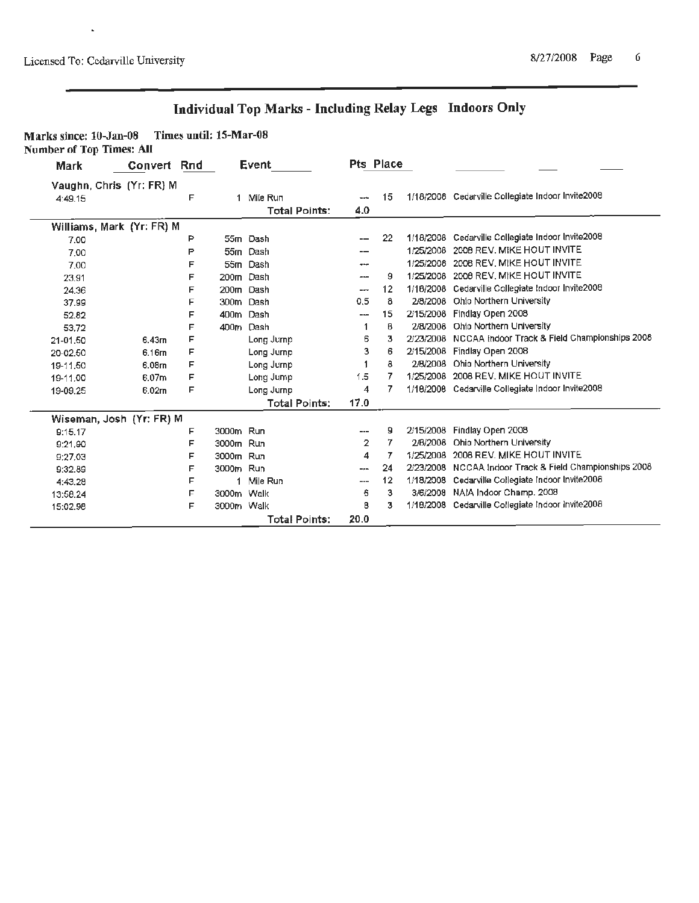Licensed To: Cedarville University

# Individual Top Marks - Including Relay Legs Indoors Only

**Marks since: 10-Jan-08 Times until: 15-Mar-08**
**Number of Top Times: All**

| Mark | Convert | Rnd | Event | Pts | Place | | |
|---|---|---|---|---|---|---|---|
| **Vaughn, Chris (Yr: FR) M** | | | | | | | |
| 4:49.15 | | F | 1 Mile Run | --- | 15 | 1/18/2008 | Cedarville Collegiate Indoor Invite2008 |
| | | | **Total Points:** | **4.0** | | | |
| **Williams, Mark (Yr: FR) M** | | | | | | | |
| 7.00 | | P | 55m Dash | --- | 22 | 1/18/2008 | Cedarville Collegiate Indoor Invite2008 |
| 7.00 | | P | 55m Dash | --- | | 1/25/2008 | 2008 REV. MIKE HOUT INVITE |
| 7.00 | | F | 55m Dash | --- | | 1/25/2008 | 2008 REV. MIKE HOUT INVITE |
| 23.91 | | F | 200m Dash | --- | 9 | 1/25/2008 | 2008 REV. MIKE HOUT INVITE |
| 24.36 | | F | 200m Dash | --- | 12 | 1/18/2008 | Cedarville Collegiate Indoor Invite2008 |
| 37.99 | | F | 300m Dash | 0.5 | 8 | 2/8/2008 | Ohio Northern University |
| 52.82 | | F | 400m Dash | --- | 15 | 2/15/2008 | Findlay Open 2008 |
| 53.72 | | F | 400m Dash | 1 | 8 | 2/8/2008 | Ohio Northern University |
| 21-01.50 | 6.43m | F | Long Jump | 6 | 3 | 2/23/2008 | NCCAA Indoor Track & Field Championships 2008 |
| 20-02.50 | 6.16m | F | Long Jump | 3 | 6 | 2/15/2008 | Findlay Open 2008 |
| 19-11.50 | 6.08m | F | Long Jump | 1 | 8 | 2/8/2008 | Ohio Northern University |
| 19-11.00 | 6.07m | F | Long Jump | 1.5 | 7 | 1/25/2008 | 2008 REV. MIKE HOUT INVITE |
| 19-09.25 | 6.02m | F | Long Jump | 4 | 7 | 1/18/2008 | Cedarville Collegiate Indoor Invite2008 |
| | | | **Total Points:** | **17.0** | | | |
| **Wiseman, Josh (Yr: FR) M** | | | | | | | |
| 9:15.17 | | F | 3000m Run | --- | 9 | 2/15/2008 | Findlay Open 2008 |
| 9:21.90 | | F | 3000m Run | 2 | 7 | 2/8/2008 | Ohio Northern University |
| 9:27.03 | | F | 3000m Run | 4 | 7 | 1/25/2008 | 2008 REV. MIKE HOUT INVITE |
| 9:32.89 | | F | 3000m Run | --- | 24 | 2/23/2008 | NCCAA Indoor Track & Field Championships 2008 |
| 4:43.28 | | F | 1 Mile Run | --- | 12 | 1/18/2008 | Cedarville Collegiate Indoor Invite2008 |
| 13:58.24 | | F | 3000m Walk | 6 | 3 | 3/6/2008 | NAIA Indoor Champ. 2008 |
| 15:02.98 | | F | 3000m Walk | 8 | 3 | 1/18/2008 | Cedarville Collegiate Indoor Invite2008 |
| | | | **Total Points:** | **20.0** | | | |